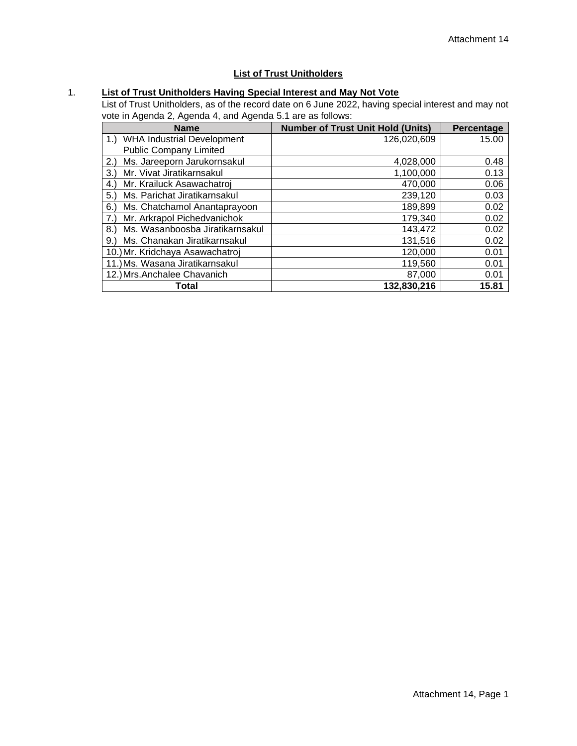Attachment 14

# List of Trust Unitholders

1. **List of Trust Unitholders Having Special Interest and May Not Vote**

   List of Trust Unitholders, as of the record date on 6 June 2022, having special interest and may not vote in Agenda 2, Agenda 4, and Agenda 5.1 are as follows:

| Name | Number of Trust Unit Hold (Units) | Percentage |
|---|---:|---:|
| 1.) WHA Industrial Development Public Company Limited | 126,020,609 | 15.00 |
| 2.) Ms. Jareeporn Jarukornsakul | 4,028,000 | 0.48 |
| 3.) Mr. Vivat Jiratikarnsakul | 1,100,000 | 0.13 |
| 4.) Mr. Krailuck Asawachatroj | 470,000 | 0.06 |
| 5.) Ms. Parichat Jiratikarnsakul | 239,120 | 0.03 |
| 6.) Ms. Chatchamol Anantaprayoon | 189,899 | 0.02 |
| 7.) Mr. Arkrapol Pichedvanichok | 179,340 | 0.02 |
| 8.) Ms. Wasanboosba Jiratikarnsakul | 143,472 | 0.02 |
| 9.) Ms. Chanakan Jiratikarnsakul | 131,516 | 0.02 |
| 10.) Mr. Kridchaya Asawachatroj | 120,000 | 0.01 |
| 11.) Ms. Wasana Jiratikarnsakul | 119,560 | 0.01 |
| 12.) Mrs.Anchalee Chavanich | 87,000 | 0.01 |
| **Total** | **132,830,216** | **15.81** |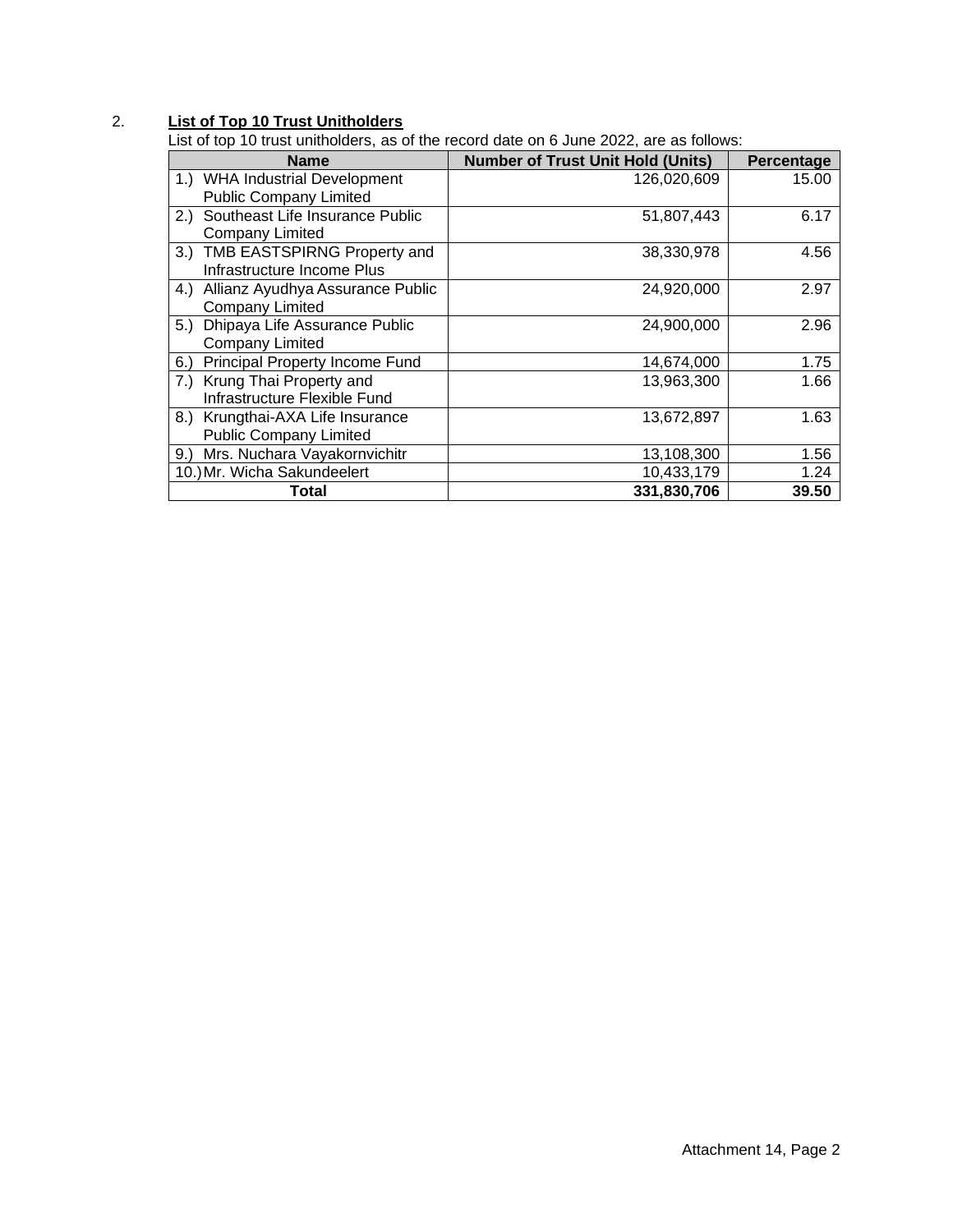2. **List of Top 10 Trust Unitholders**

List of top 10 trust unitholders, as of the record date on 6 June 2022, are as follows:

| Name | Number of Trust Unit Hold (Units) | Percentage |
|---|---|---|
| 1.) WHA Industrial Development Public Company Limited | 126,020,609 | 15.00 |
| 2.) Southeast Life Insurance Public Company Limited | 51,807,443 | 6.17 |
| 3.) TMB EASTSPIRNG Property and Infrastructure Income Plus | 38,330,978 | 4.56 |
| 4.) Allianz Ayudhya Assurance Public Company Limited | 24,920,000 | 2.97 |
| 5.) Dhipaya Life Assurance Public Company Limited | 24,900,000 | 2.96 |
| 6.) Principal Property Income Fund | 14,674,000 | 1.75 |
| 7.) Krung Thai Property and Infrastructure Flexible Fund | 13,963,300 | 1.66 |
| 8.) Krungthai-AXA Life Insurance Public Company Limited | 13,672,897 | 1.63 |
| 9.) Mrs. Nuchara Vayakornvichitr | 13,108,300 | 1.56 |
| 10.) Mr. Wicha Sakundeelert | 10,433,179 | 1.24 |
| **Total** | **331,830,706** | **39.50** |